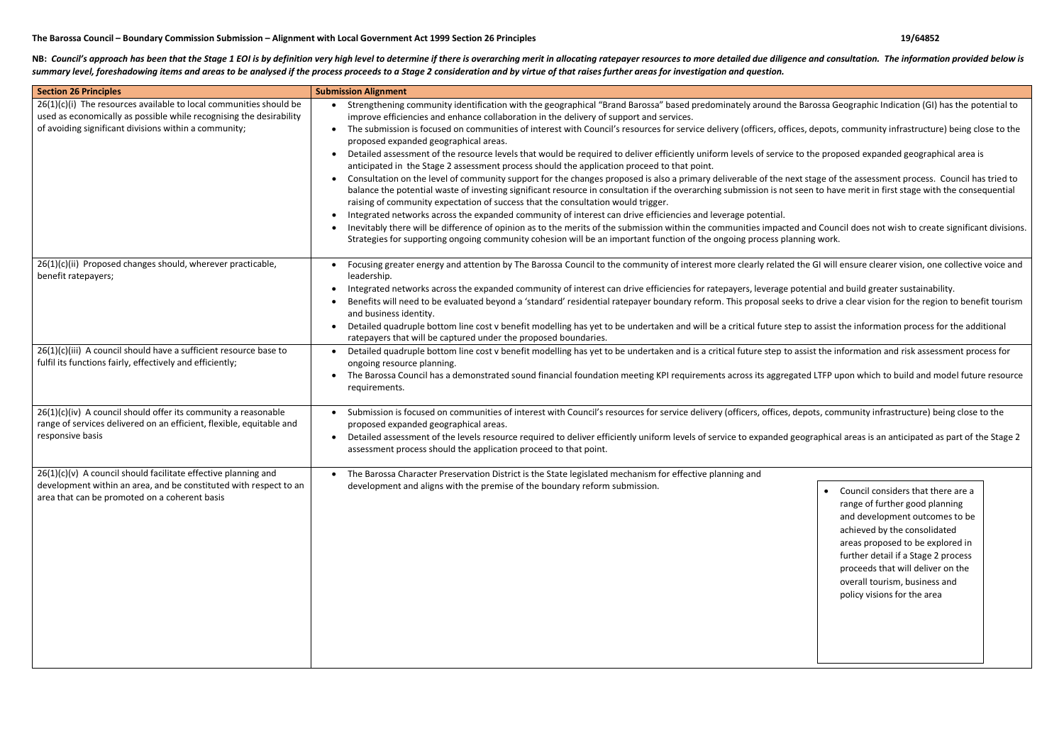**The Barossa Council – Boundary Commission Submission – Alignment with Local Government Act 1999 Section 26 Principles** **19/64852**

**NB:** ***Council's approach has been that the Stage 1 EOI is by definition very high level to determine if there is overarching merit in allocating ratepayer resources to more detailed due diligence and consultation. The information provided below is summary level, foreshadowing items and areas to be analysed if the process proceeds to a Stage 2 consideration and by virtue of that raises further areas for investigation and question.***

| Section 26 Principles | Submission Alignment |
|---|---|
| 26(1)(c)(i) The resources available to local communities should be used as economically as possible while recognising the desirability of avoiding significant divisions within a community; | • Strengthening community identification with the geographical "Brand Barossa" based predominately around the Barossa Geographic Indication (GI) has the potential to improve efficiencies and enhance collaboration in the delivery of support and services.<br>• The submission is focused on communities of interest with Council's resources for service delivery (officers, offices, depots, community infrastructure) being close to the proposed expanded geographical areas.<br>• Detailed assessment of the resource levels that would be required to deliver efficiently uniform levels of service to the proposed expanded geographical area is anticipated in the Stage 2 assessment process should the application proceed to that point.<br>• Consultation on the level of community support for the changes proposed is also a primary deliverable of the next stage of the assessment process. Council has tried to balance the potential waste of investing significant resource in consultation if the overarching submission is not seen to have merit in first stage with the consequential raising of community expectation of success that the consultation would trigger.<br>• Integrated networks across the expanded community of interest can drive efficiencies and leverage potential.<br>• Inevitably there will be difference of opinion as to the merits of the submission within the communities impacted and Council does not wish to create significant divisions. Strategies for supporting ongoing community cohesion will be an important function of the ongoing process planning work. |
| 26(1)(c)(ii) Proposed changes should, wherever practicable, benefit ratepayers; | • Focusing greater energy and attention by The Barossa Council to the community of interest more clearly related the GI will ensure clearer vision, one collective voice and leadership.<br>• Integrated networks across the expanded community of interest can drive efficiencies for ratepayers, leverage potential and build greater sustainability.<br>• Benefits will need to be evaluated beyond a 'standard' residential ratepayer boundary reform. This proposal seeks to drive a clear vision for the region to benefit tourism and business identity.<br>• Detailed quadruple bottom line cost v benefit modelling has yet to be undertaken and will be a critical future step to assist the information process for the additional ratepayers that will be captured under the proposed boundaries. |
| 26(1)(c)(iii) A council should have a sufficient resource base to fulfil its functions fairly, effectively and efficiently; | • Detailed quadruple bottom line cost v benefit modelling has yet to be undertaken and is a critical future step to assist the information and risk assessment process for ongoing resource planning.<br>• The Barossa Council has a demonstrated sound financial foundation meeting KPI requirements across its aggregated LTFP upon which to build and model future resource requirements. |
| 26(1)(c)(iv) A council should offer its community a reasonable range of services delivered on an efficient, flexible, equitable and responsive basis | • Submission is focused on communities of interest with Council's resources for service delivery (officers, offices, depots, community infrastructure) being close to the proposed expanded geographical areas.<br>• Detailed assessment of the levels resource required to deliver efficiently uniform levels of service to expanded geographical areas is an anticipated as part of the Stage 2 assessment process should the application proceed to that point. |
| 26(1)(c)(v) A council should facilitate effective planning and development within an area, and be constituted with respect to an area that can be promoted on a coherent basis | • The Barossa Character Preservation District is the State legislated mechanism for effective planning and development and aligns with the premise of the boundary reform submission.<br>• Council considers that there are a range of further good planning and development outcomes to be achieved by the consolidated areas proposed to be explored in further detail if a Stage 2 process proceeds that will deliver on the overall tourism, business and policy visions for the area |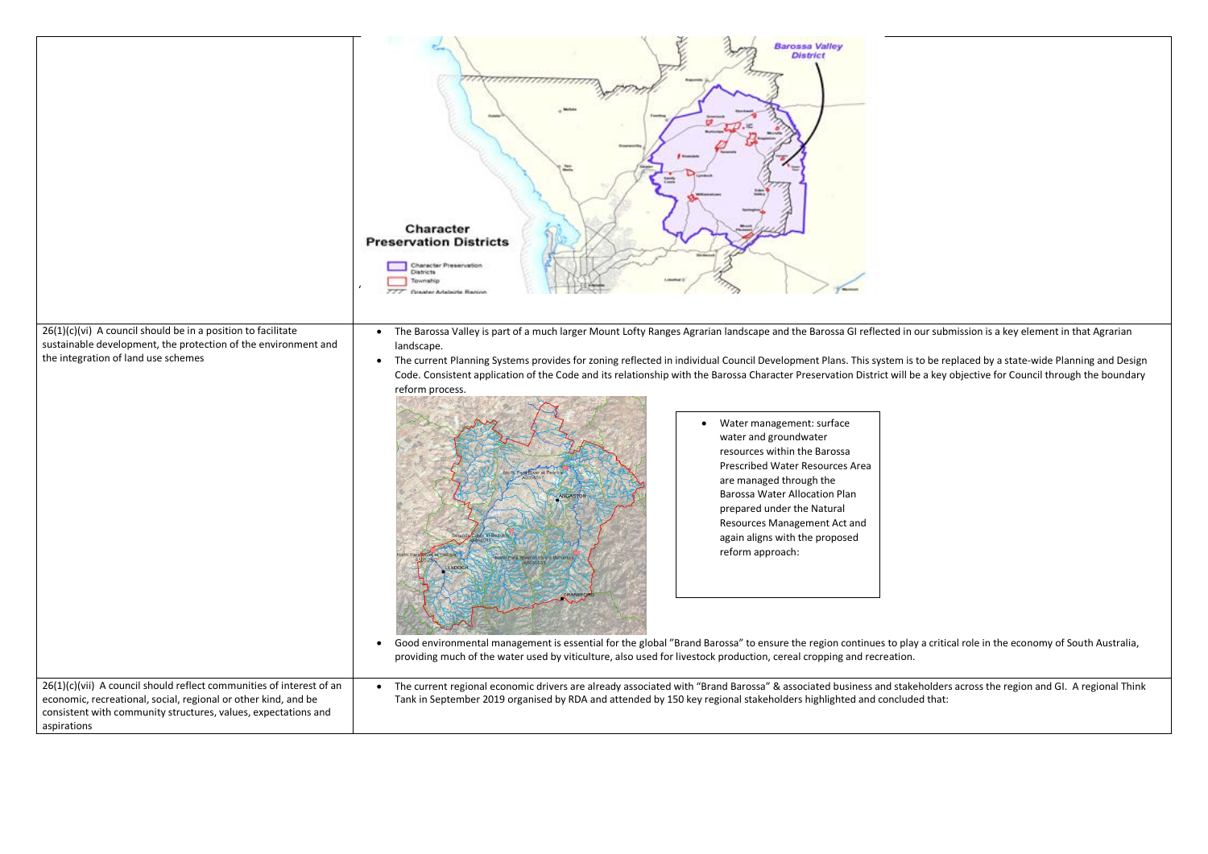| | |
|---|---|
| | |
| 26(1)(c)(vi) A council should be in a position to facilitate sustainable development, the protection of the environment and the integration of land use schemes | • The Barossa Valley is part of a much larger Mount Lofty Ranges Agrarian landscape and the Barossa GI reflected in our submission is a key element in that Agrarian landscape.<br>• The current Planning Systems provides for zoning reflected in individual Council Development Plans. This system is to be replaced by a state-wide Planning and Design Code. Consistent application of the Code and its relationship with the Barossa Character Preservation District will be a key objective for Council through the boundary reform process.<br>• Water management: surface water and groundwater resources within the Barossa Prescribed Water Resources Area are managed through the Barossa Water Allocation Plan prepared under the Natural Resources Management Act and again aligns with the proposed reform approach:<br>• Good environmental management is essential for the global "Brand Barossa" to ensure the region continues to play a critical role in the economy of South Australia, providing much of the water used by viticulture, also used for livestock production, cereal cropping and recreation. |
| 26(1)(c)(vii) A council should reflect communities of interest of an economic, recreational, social, regional or other kind, and be consistent with community structures, values, expectations and aspirations | • The current regional economic drivers are already associated with "Brand Barossa" & associated business and stakeholders across the region and GI. A regional Think Tank in September 2019 organised by RDA and attended by 150 key regional stakeholders highlighted and concluded that: |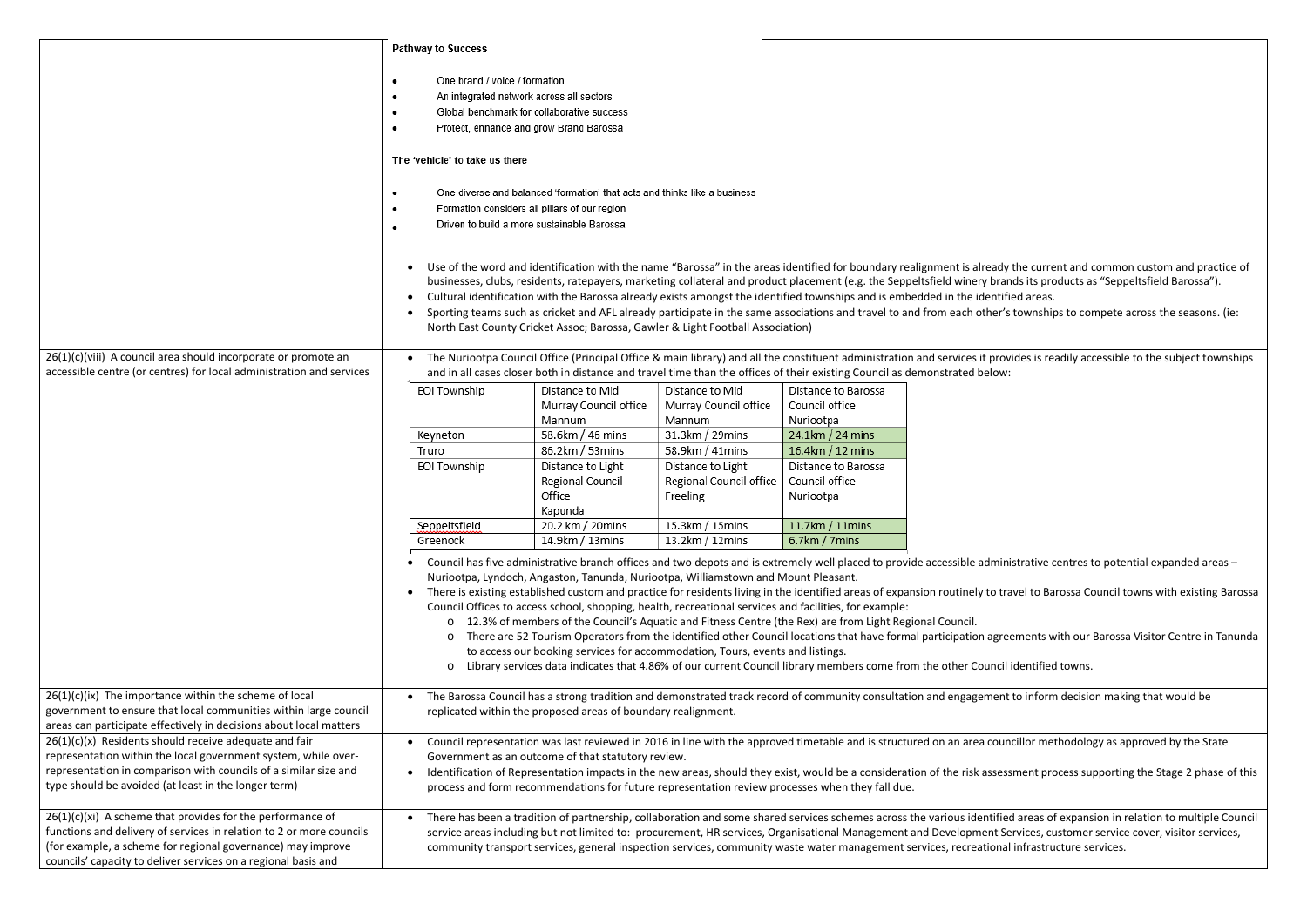| | |
|---|---|
| | **Pathway to Success**<br><br>• One brand / voice / formation<br>• An integrated network across all sectors<br>• Global benchmark for collaborative success<br>• Protect, enhance and grow Brand Barossa<br><br>**The 'vehicle' to take us there**<br><br>• One diverse and balanced 'formation' that acts and thinks like a business<br>• Formation considers all pillars of our region<br>• Driven to build a more sustainable Barossa<br><br>• Use of the word and identification with the name "Barossa" in the areas identified for boundary realignment is already the current and common custom and practice of businesses, clubs, residents, ratepayers, marketing collateral and product placement (e.g. the Seppeltsfield winery brands its products as "Seppeltsfield Barossa").<br>• Cultural identification with the Barossa already exists amongst the identified townships and is embedded in the identified areas.<br>• Sporting teams such as cricket and AFL already participate in the same associations and travel to and from each other's townships to compete across the seasons. (ie: North East County Cricket Assoc; Barossa, Gawler & Light Football Association) |
| 26(1)(c)(viii) A council area should incorporate or promote an accessible centre (or centres) for local administration and services | • The Nuriootpa Council Office (Principal Office & main library) and all the constituent administration and services it provides is readily accessible to the subject townships and in all cases closer both in distance and travel time than the offices of their existing Council as demonstrated below:<br><br>*(see table below)*<br><br>• Council has five administrative branch offices and two depots and is extremely well placed to provide accessible administrative centres to potential expanded areas – Nuriootpa, Lyndoch, Angaston, Tanunda, Nuriootpa, Williamstown and Mount Pleasant.<br>• There is existing established custom and practice for residents living in the identified areas of expansion routinely to travel to Barossa Council towns with existing Barossa Council Offices to access school, shopping, health, recreational services and facilities, for example:<br>  o 12.3% of members of the Council's Aquatic and Fitness Centre (the Rex) are from Light Regional Council.<br>  o There are 52 Tourism Operators from the identified other Council locations that have formal participation agreements with our Barossa Visitor Centre in Tanunda to access our booking services for accommodation, Tours, events and listings.<br>  o Library services data indicates that 4.86% of our current Council library members come from the other Council identified towns. |
| 26(1)(c)(ix) The importance within the scheme of local government to ensure that local communities within large council areas can participate effectively in decisions about local matters | • The Barossa Council has a strong tradition and demonstrated track record of community consultation and engagement to inform decision making that would be replicated within the proposed areas of boundary realignment. |
| 26(1)(c)(x) Residents should receive adequate and fair representation within the local government system, while over-representation in comparison with councils of a similar size and type should be avoided (at least in the longer term) | • Council representation was last reviewed in 2016 in line with the approved timetable and is structured on an area councillor methodology as approved by the State Government as an outcome of that statutory review.<br>• Identification of Representation impacts in the new areas, should they exist, would be a consideration of the risk assessment process supporting the Stage 2 phase of this process and form recommendations for future representation review processes when they fall due. |
| 26(1)(c)(xi) A scheme that provides for the performance of functions and delivery of services in relation to 2 or more councils (for example, a scheme for regional governance) may improve councils' capacity to deliver services on a regional basis and | • There has been a tradition of partnership, collaboration and some shared services schemes across the various identified areas of expansion in relation to multiple Council service areas including but not limited to: procurement, HR services, Organisational Management and Development Services, customer service cover, visitor services, community transport services, general inspection services, community waste water management services, recreational infrastructure services. |

| EOI Township | Distance to Mid Murray Council office Mannum | Distance to Mid Murray Council office Mannum | Distance to Barossa Council office Nuriootpa |
|---|---|---|---|
| Keyneton | 58.6km / 46 mins | 31.3km / 29mins | 24.1km / 24 mins |
| Truro | 86.2km / 53mins | 58.9km / 41mins | 16.4km / 12 mins |
| **EOI Township** | **Distance to Light Regional Council Office Kapunda** | **Distance to Light Regional Council office Freeling** | **Distance to Barossa Council office Nuriootpa** |
| Seppeltsfield | 20.2 km / 20mins | 15.3km / 15mins | 11.7km / 11mins |
| Greenock | 14.9km / 13mins | 13.2km / 12mins | 6.7km / 7mins |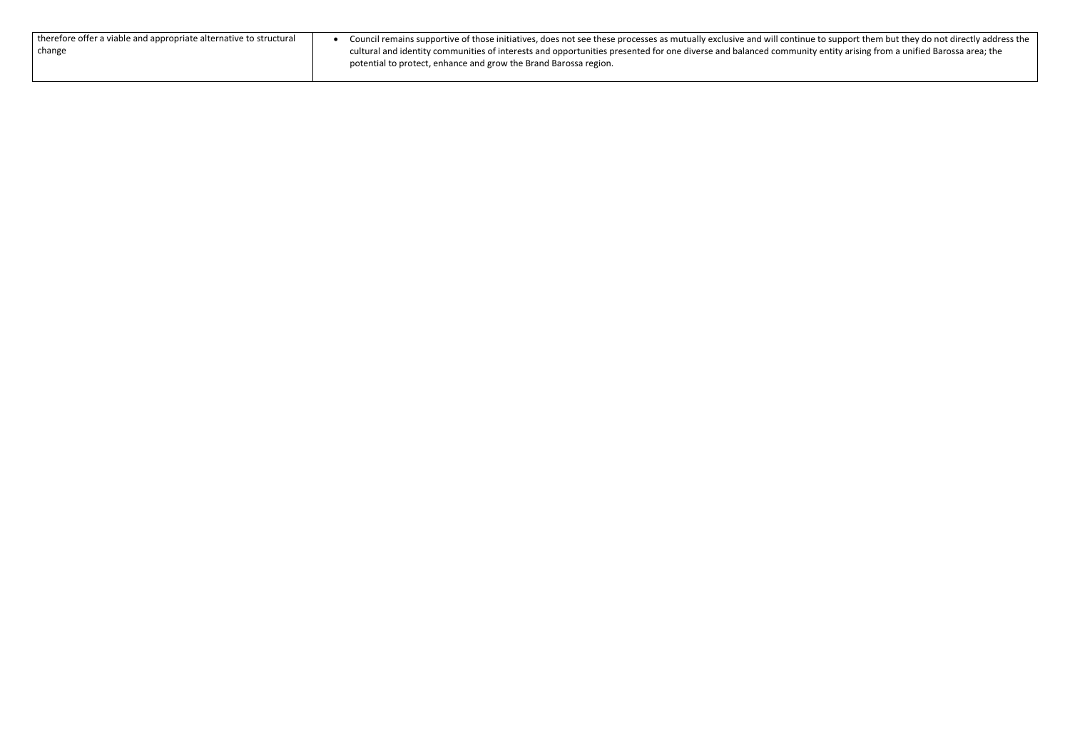| | |
|---|---|
| therefore offer a viable and appropriate alternative to structural change | • Council remains supportive of those initiatives, does not see these processes as mutually exclusive and will continue to support them but they do not directly address the cultural and identity communities of interests and opportunities presented for one diverse and balanced community entity arising from a unified Barossa area; the potential to protect, enhance and grow the Brand Barossa region. |